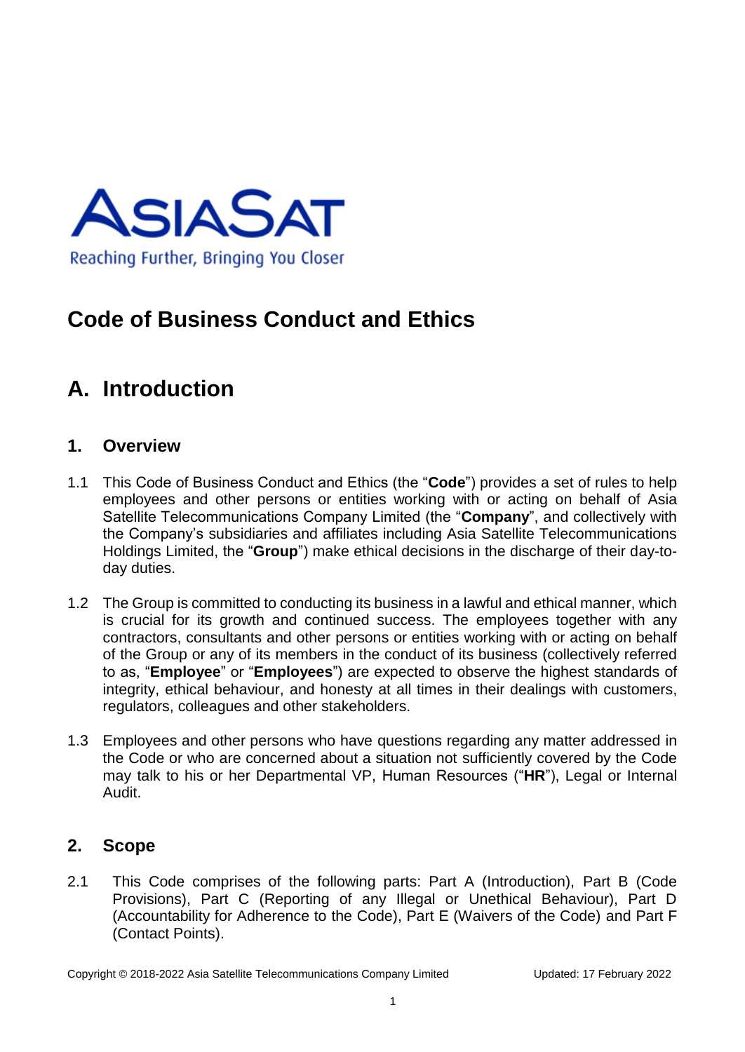ASIASAT

Reaching Further, Bringing You Closer

# Code of Business Conduct and Ethics

## A. Introduction

### 1. Overview

1.1 This Code of Business Conduct and Ethics (the "**Code**") provides a set of rules to help employees and other persons or entities working with or acting on behalf of Asia Satellite Telecommunications Company Limited (the "**Company**", and collectively with the Company's subsidiaries and affiliates including Asia Satellite Telecommunications Holdings Limited, the "**Group**") make ethical decisions in the discharge of their day-to-day duties.

1.2 The Group is committed to conducting its business in a lawful and ethical manner, which is crucial for its growth and continued success. The employees together with any contractors, consultants and other persons or entities working with or acting on behalf of the Group or any of its members in the conduct of its business (collectively referred to as, "**Employee**" or "**Employees**") are expected to observe the highest standards of integrity, ethical behaviour, and honesty at all times in their dealings with customers, regulators, colleagues and other stakeholders.

1.3 Employees and other persons who have questions regarding any matter addressed in the Code or who are concerned about a situation not sufficiently covered by the Code may talk to his or her Departmental VP, Human Resources ("**HR**"), Legal or Internal Audit.

### 2. Scope

2.1 This Code comprises of the following parts: Part A (Introduction), Part B (Code Provisions), Part C (Reporting of any Illegal or Unethical Behaviour), Part D (Accountability for Adherence to the Code), Part E (Waivers of the Code) and Part F (Contact Points).

Copyright © 2018-2022 Asia Satellite Telecommunications Company Limited Updated: 17 February 2022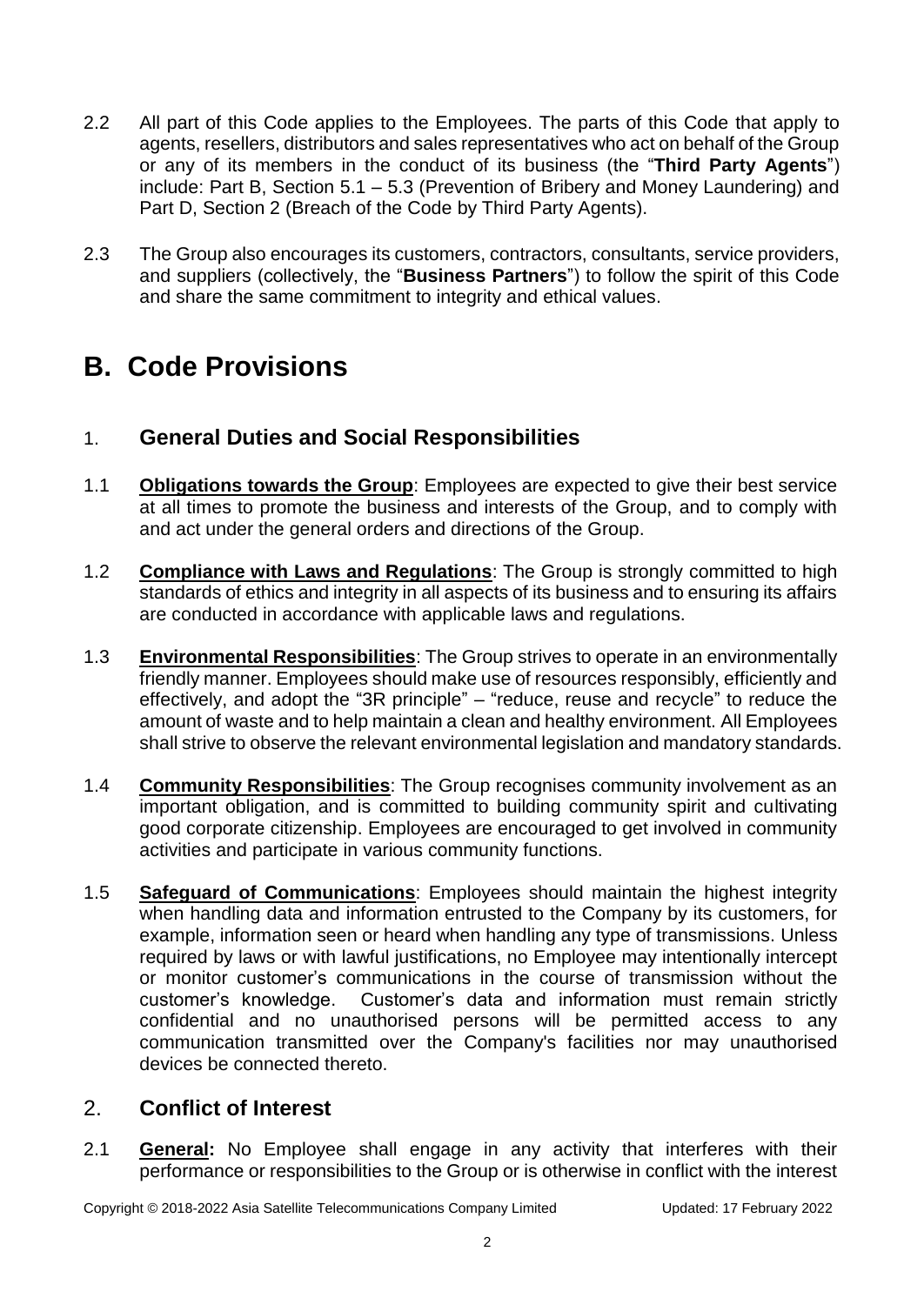2.2 All part of this Code applies to the Employees. The parts of this Code that apply to agents, resellers, distributors and sales representatives who act on behalf of the Group or any of its members in the conduct of its business (the "**Third Party Agents**") include: Part B, Section 5.1 – 5.3 (Prevention of Bribery and Money Laundering) and Part D, Section 2 (Breach of the Code by Third Party Agents).

2.3 The Group also encourages its customers, contractors, consultants, service providers, and suppliers (collectively, the "**Business Partners**") to follow the spirit of this Code and share the same commitment to integrity and ethical values.

# B. Code Provisions

## 1. General Duties and Social Responsibilities

1.1 **Obligations towards the Group**: Employees are expected to give their best service at all times to promote the business and interests of the Group, and to comply with and act under the general orders and directions of the Group.

1.2 **Compliance with Laws and Regulations**: The Group is strongly committed to high standards of ethics and integrity in all aspects of its business and to ensuring its affairs are conducted in accordance with applicable laws and regulations.

1.3 **Environmental Responsibilities**: The Group strives to operate in an environmentally friendly manner. Employees should make use of resources responsibly, efficiently and effectively, and adopt the "3R principle" – "reduce, reuse and recycle" to reduce the amount of waste and to help maintain a clean and healthy environment. All Employees shall strive to observe the relevant environmental legislation and mandatory standards.

1.4 **Community Responsibilities**: The Group recognises community involvement as an important obligation, and is committed to building community spirit and cultivating good corporate citizenship. Employees are encouraged to get involved in community activities and participate in various community functions.

1.5 **Safeguard of Communications**: Employees should maintain the highest integrity when handling data and information entrusted to the Company by its customers, for example, information seen or heard when handling any type of transmissions. Unless required by laws or with lawful justifications, no Employee may intentionally intercept or monitor customer's communications in the course of transmission without the customer's knowledge. Customer's data and information must remain strictly confidential and no unauthorised persons will be permitted access to any communication transmitted over the Company's facilities nor may unauthorised devices be connected thereto.

## 2. Conflict of Interest

2.1 **General:** No Employee shall engage in any activity that interferes with their performance or responsibilities to the Group or is otherwise in conflict with the interest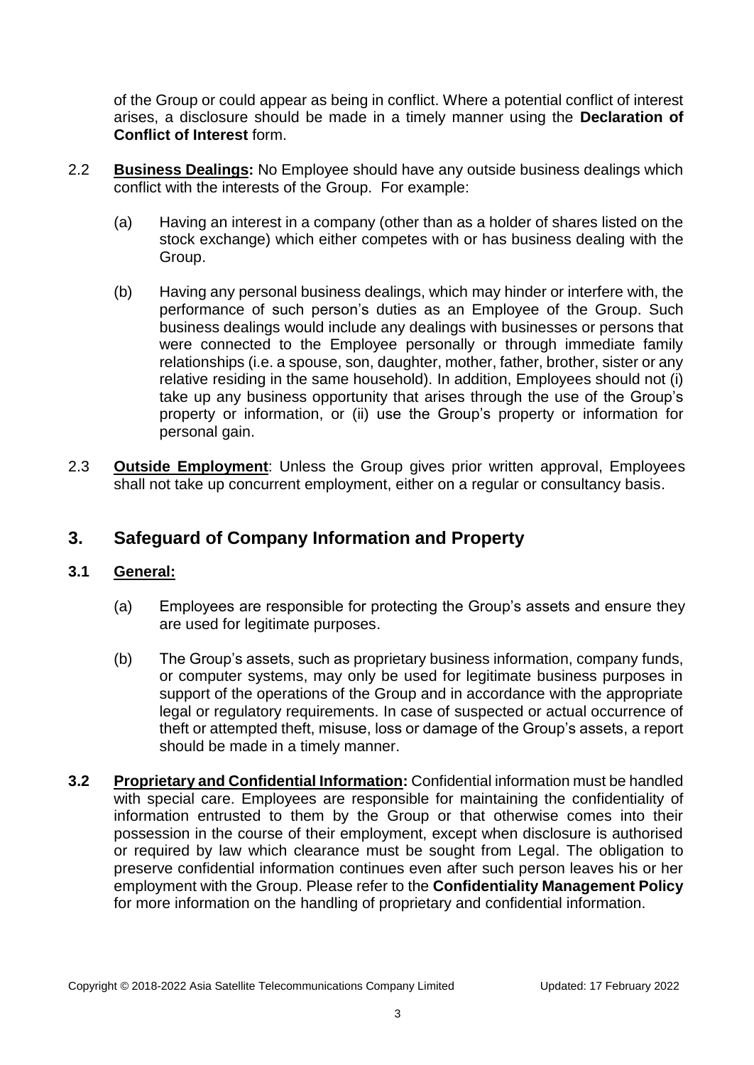of the Group or could appear as being in conflict. Where a potential conflict of interest arises, a disclosure should be made in a timely manner using the **Declaration of Conflict of Interest** form.

2.2 **Business Dealings:** No Employee should have any outside business dealings which conflict with the interests of the Group. For example:

(a) Having an interest in a company (other than as a holder of shares listed on the stock exchange) which either competes with or has business dealing with the Group.

(b) Having any personal business dealings, which may hinder or interfere with, the performance of such person's duties as an Employee of the Group. Such business dealings would include any dealings with businesses or persons that were connected to the Employee personally or through immediate family relationships (i.e. a spouse, son, daughter, mother, father, brother, sister or any relative residing in the same household). In addition, Employees should not (i) take up any business opportunity that arises through the use of the Group's property or information, or (ii) use the Group's property or information for personal gain.

2.3 **Outside Employment**: Unless the Group gives prior written approval, Employees shall not take up concurrent employment, either on a regular or consultancy basis.

## 3. Safeguard of Company Information and Property

### 3.1 General:

(a) Employees are responsible for protecting the Group's assets and ensure they are used for legitimate purposes.

(b) The Group's assets, such as proprietary business information, company funds, or computer systems, may only be used for legitimate business purposes in support of the operations of the Group and in accordance with the appropriate legal or regulatory requirements. In case of suspected or actual occurrence of theft or attempted theft, misuse, loss or damage of the Group's assets, a report should be made in a timely manner.

**3.2** **Proprietary and Confidential Information:** Confidential information must be handled with special care. Employees are responsible for maintaining the confidentiality of information entrusted to them by the Group or that otherwise comes into their possession in the course of their employment, except when disclosure is authorised or required by law which clearance must be sought from Legal. The obligation to preserve confidential information continues even after such person leaves his or her employment with the Group. Please refer to the **Confidentiality Management Policy** for more information on the handling of proprietary and confidential information.

Copyright © 2018-2022 Asia Satellite Telecommunications Company Limited Updated: 17 February 2022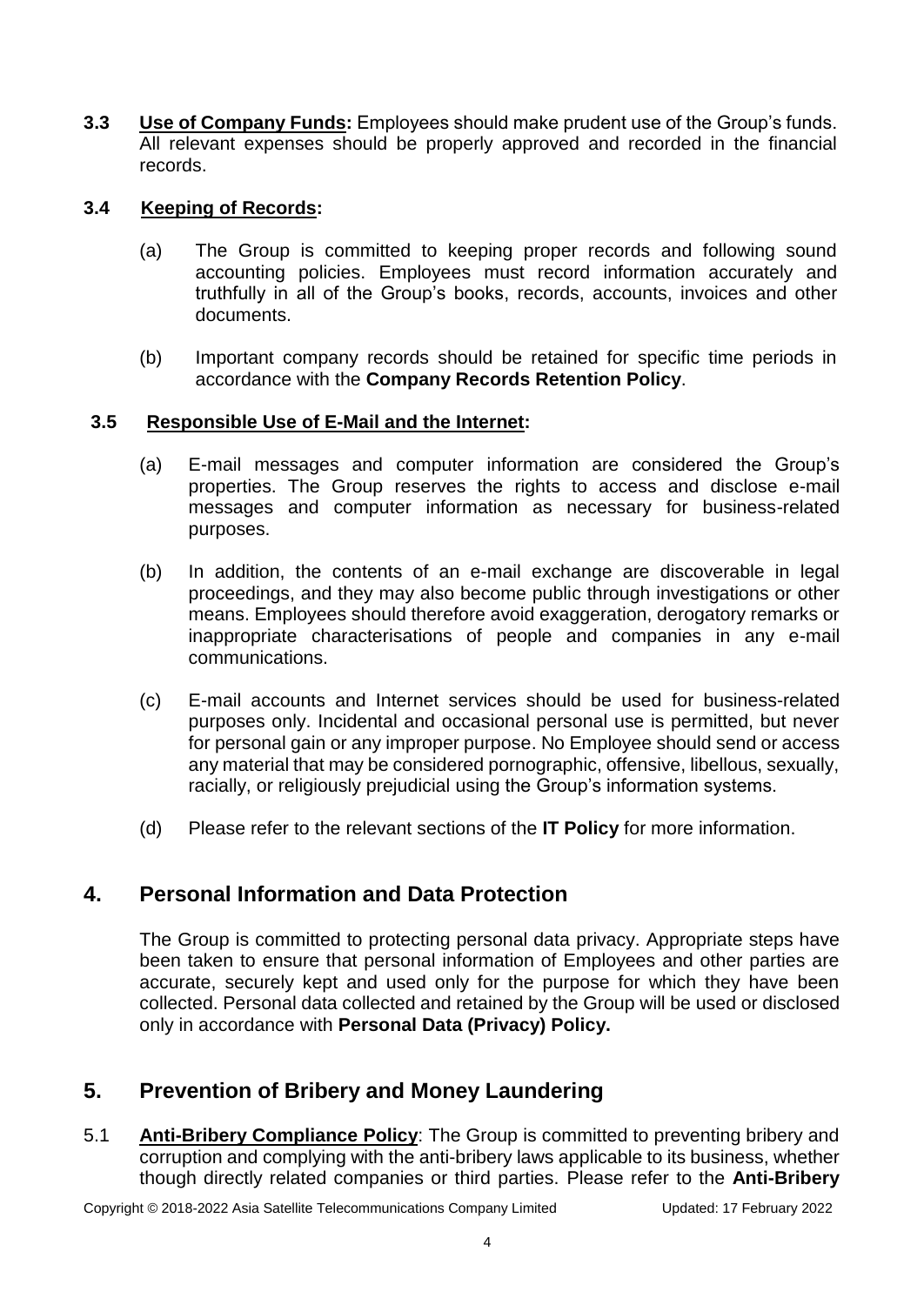**3.3 Use of Company Funds:** Employees should make prudent use of the Group's funds. All relevant expenses should be properly approved and recorded in the financial records.

**3.4 Keeping of Records:**

(a) The Group is committed to keeping proper records and following sound accounting policies. Employees must record information accurately and truthfully in all of the Group's books, records, accounts, invoices and other documents.

(b) Important company records should be retained for specific time periods in accordance with the **Company Records Retention Policy**.

**3.5 Responsible Use of E-Mail and the Internet:**

(a) E-mail messages and computer information are considered the Group's properties. The Group reserves the rights to access and disclose e-mail messages and computer information as necessary for business-related purposes.

(b) In addition, the contents of an e-mail exchange are discoverable in legal proceedings, and they may also become public through investigations or other means. Employees should therefore avoid exaggeration, derogatory remarks or inappropriate characterisations of people and companies in any e-mail communications.

(c) E-mail accounts and Internet services should be used for business-related purposes only. Incidental and occasional personal use is permitted, but never for personal gain or any improper purpose. No Employee should send or access any material that may be considered pornographic, offensive, libellous, sexually, racially, or religiously prejudicial using the Group's information systems.

(d) Please refer to the relevant sections of the **IT Policy** for more information.

## 4. Personal Information and Data Protection

The Group is committed to protecting personal data privacy. Appropriate steps have been taken to ensure that personal information of Employees and other parties are accurate, securely kept and used only for the purpose for which they have been collected. Personal data collected and retained by the Group will be used or disclosed only in accordance with **Personal Data (Privacy) Policy.**

## 5. Prevention of Bribery and Money Laundering

5.1 **Anti-Bribery Compliance Policy**: The Group is committed to preventing bribery and corruption and complying with the anti-bribery laws applicable to its business, whether though directly related companies or third parties. Please refer to the **Anti-Bribery**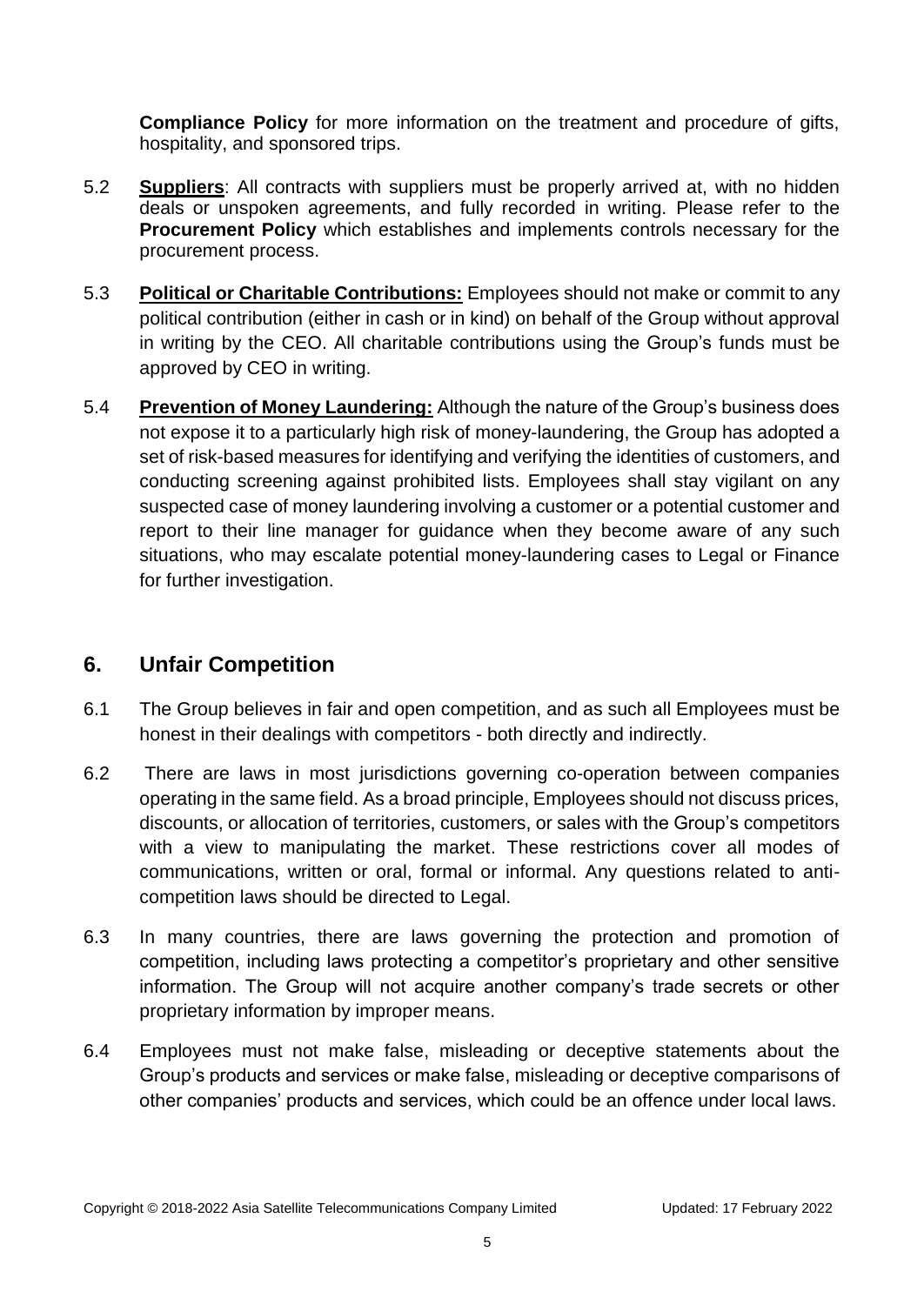**Compliance Policy** for more information on the treatment and procedure of gifts, hospitality, and sponsored trips.

5.2 **Suppliers**: All contracts with suppliers must be properly arrived at, with no hidden deals or unspoken agreements, and fully recorded in writing. Please refer to the **Procurement Policy** which establishes and implements controls necessary for the procurement process.

5.3 **Political or Charitable Contributions:** Employees should not make or commit to any political contribution (either in cash or in kind) on behalf of the Group without approval in writing by the CEO. All charitable contributions using the Group's funds must be approved by CEO in writing.

5.4 **Prevention of Money Laundering:** Although the nature of the Group's business does not expose it to a particularly high risk of money-laundering, the Group has adopted a set of risk-based measures for identifying and verifying the identities of customers, and conducting screening against prohibited lists. Employees shall stay vigilant on any suspected case of money laundering involving a customer or a potential customer and report to their line manager for guidance when they become aware of any such situations, who may escalate potential money-laundering cases to Legal or Finance for further investigation.

## 6. Unfair Competition

6.1 The Group believes in fair and open competition, and as such all Employees must be honest in their dealings with competitors - both directly and indirectly.

6.2 There are laws in most jurisdictions governing co-operation between companies operating in the same field. As a broad principle, Employees should not discuss prices, discounts, or allocation of territories, customers, or sales with the Group's competitors with a view to manipulating the market. These restrictions cover all modes of communications, written or oral, formal or informal. Any questions related to anti-competition laws should be directed to Legal.

6.3 In many countries, there are laws governing the protection and promotion of competition, including laws protecting a competitor's proprietary and other sensitive information. The Group will not acquire another company's trade secrets or other proprietary information by improper means.

6.4 Employees must not make false, misleading or deceptive statements about the Group's products and services or make false, misleading or deceptive comparisons of other companies' products and services, which could be an offence under local laws.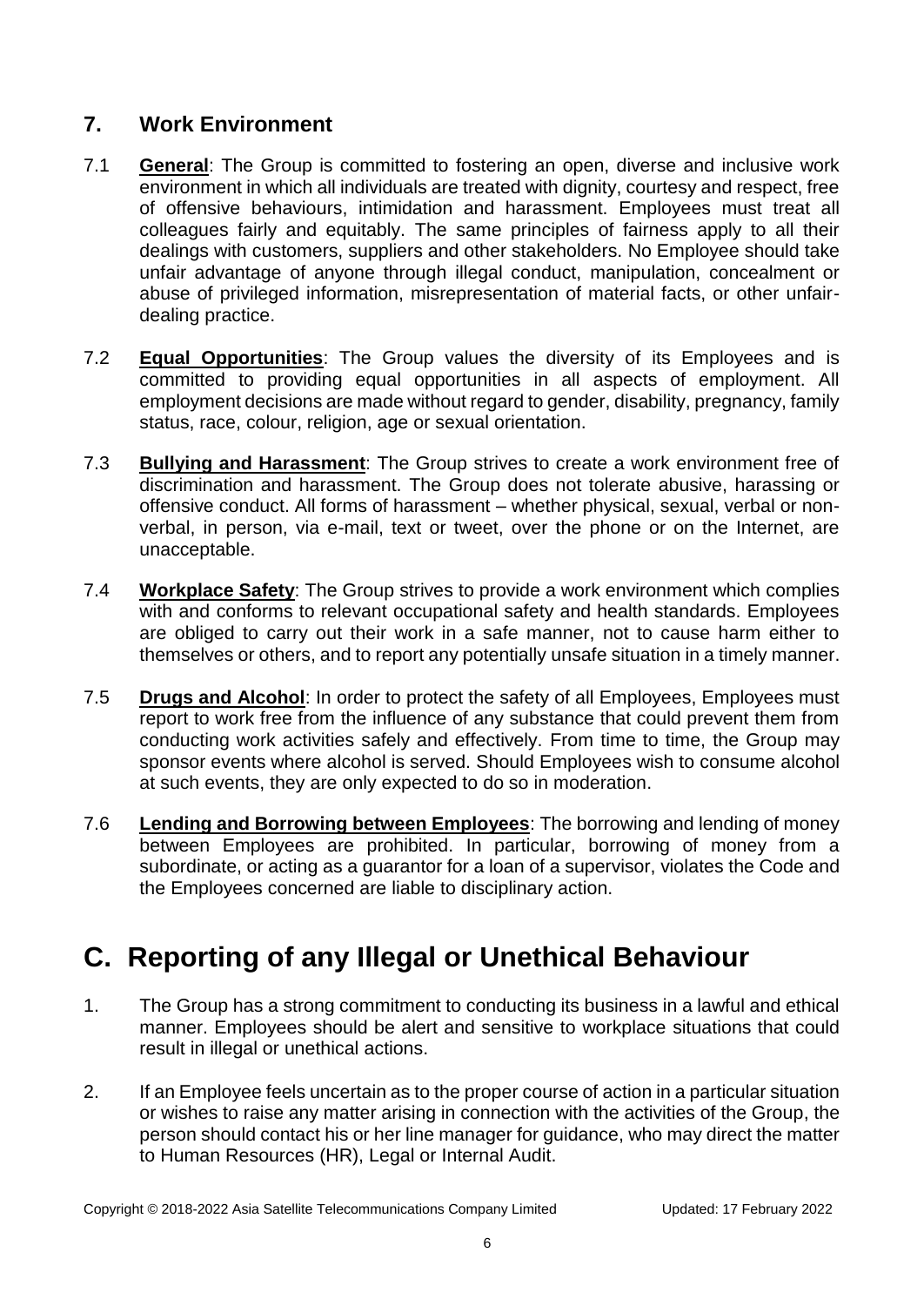## 7. Work Environment

7.1 **General**: The Group is committed to fostering an open, diverse and inclusive work environment in which all individuals are treated with dignity, courtesy and respect, free of offensive behaviours, intimidation and harassment. Employees must treat all colleagues fairly and equitably. The same principles of fairness apply to all their dealings with customers, suppliers and other stakeholders. No Employee should take unfair advantage of anyone through illegal conduct, manipulation, concealment or abuse of privileged information, misrepresentation of material facts, or other unfair-dealing practice.

7.2 **Equal Opportunities**: The Group values the diversity of its Employees and is committed to providing equal opportunities in all aspects of employment. All employment decisions are made without regard to gender, disability, pregnancy, family status, race, colour, religion, age or sexual orientation.

7.3 **Bullying and Harassment**: The Group strives to create a work environment free of discrimination and harassment. The Group does not tolerate abusive, harassing or offensive conduct. All forms of harassment – whether physical, sexual, verbal or non-verbal, in person, via e-mail, text or tweet, over the phone or on the Internet, are unacceptable.

7.4 **Workplace Safety**: The Group strives to provide a work environment which complies with and conforms to relevant occupational safety and health standards. Employees are obliged to carry out their work in a safe manner, not to cause harm either to themselves or others, and to report any potentially unsafe situation in a timely manner.

7.5 **Drugs and Alcohol**: In order to protect the safety of all Employees, Employees must report to work free from the influence of any substance that could prevent them from conducting work activities safely and effectively. From time to time, the Group may sponsor events where alcohol is served. Should Employees wish to consume alcohol at such events, they are only expected to do so in moderation.

7.6 **Lending and Borrowing between Employees**: The borrowing and lending of money between Employees are prohibited. In particular, borrowing of money from a subordinate, or acting as a guarantor for a loan of a supervisor, violates the Code and the Employees concerned are liable to disciplinary action.

# C. Reporting of any Illegal or Unethical Behaviour

1. The Group has a strong commitment to conducting its business in a lawful and ethical manner. Employees should be alert and sensitive to workplace situations that could result in illegal or unethical actions.

2. If an Employee feels uncertain as to the proper course of action in a particular situation or wishes to raise any matter arising in connection with the activities of the Group, the person should contact his or her line manager for guidance, who may direct the matter to Human Resources (HR), Legal or Internal Audit.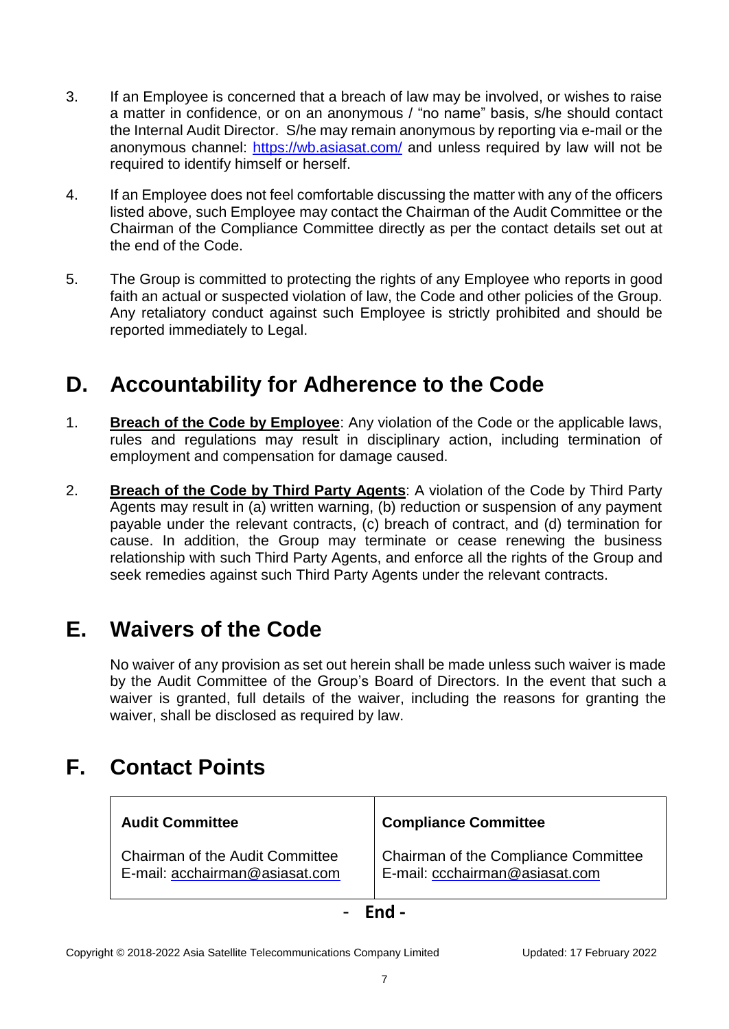3. If an Employee is concerned that a breach of law may be involved, or wishes to raise a matter in confidence, or on an anonymous / "no name" basis, s/he should contact the Internal Audit Director. S/he may remain anonymous by reporting via e-mail or the anonymous channel: https://wb.asiasat.com/ and unless required by law will not be required to identify himself or herself.

4. If an Employee does not feel comfortable discussing the matter with any of the officers listed above, such Employee may contact the Chairman of the Audit Committee or the Chairman of the Compliance Committee directly as per the contact details set out at the end of the Code.

5. The Group is committed to protecting the rights of any Employee who reports in good faith an actual or suspected violation of law, the Code and other policies of the Group. Any retaliatory conduct against such Employee is strictly prohibited and should be reported immediately to Legal.

## D. Accountability for Adherence to the Code

1. **Breach of the Code by Employee**: Any violation of the Code or the applicable laws, rules and regulations may result in disciplinary action, including termination of employment and compensation for damage caused.

2. **Breach of the Code by Third Party Agents**: A violation of the Code by Third Party Agents may result in (a) written warning, (b) reduction or suspension of any payment payable under the relevant contracts, (c) breach of contract, and (d) termination for cause. In addition, the Group may terminate or cease renewing the business relationship with such Third Party Agents, and enforce all the rights of the Group and seek remedies against such Third Party Agents under the relevant contracts.

## E. Waivers of the Code

No waiver of any provision as set out herein shall be made unless such waiver is made by the Audit Committee of the Group's Board of Directors. In the event that such a waiver is granted, full details of the waiver, including the reasons for granting the waiver, shall be disclosed as required by law.

## F. Contact Points

| **Audit Committee** | **Compliance Committee** |
|---|---|
| Chairman of the Audit Committee<br>E-mail: acchairman@asiasat.com | Chairman of the Compliance Committee<br>E-mail: ccchairman@asiasat.com |

**- End -**

Copyright © 2018-2022 Asia Satellite Telecommunications Company Limited    Updated: 17 February 2022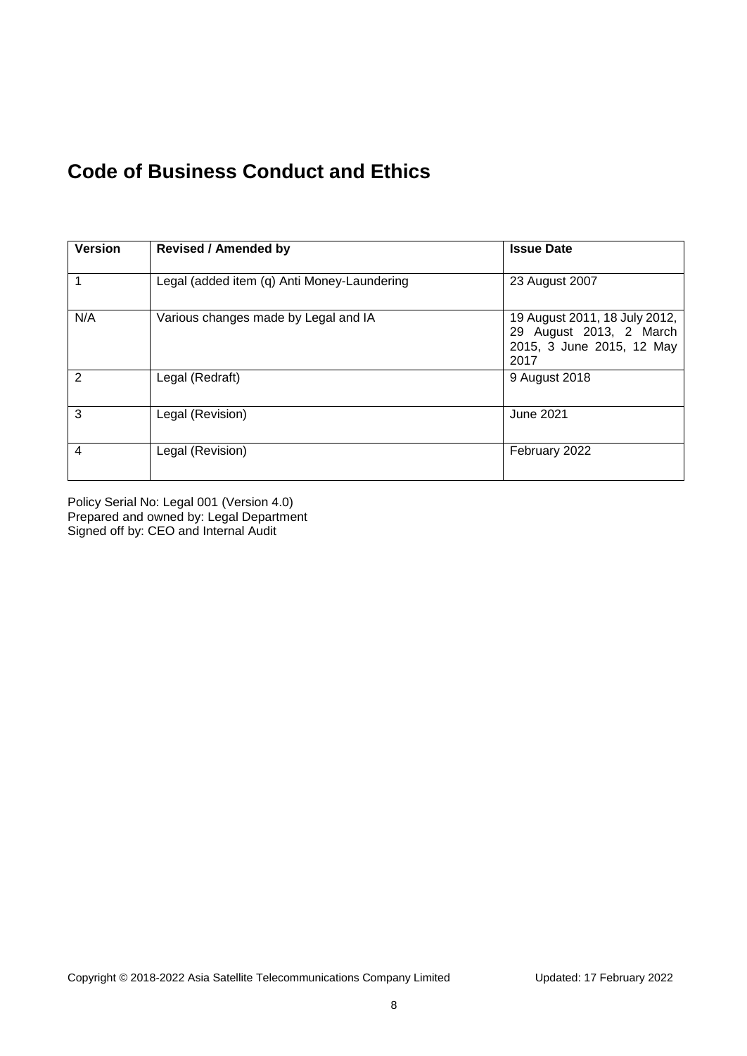# Code of Business Conduct and Ethics

| Version | Revised / Amended by | Issue Date |
|---|---|---|
| 1 | Legal (added item (q) Anti Money-Laundering | 23 August 2007 |
| N/A | Various changes made by Legal and IA | 19 August 2011, 18 July 2012, 29 August 2013, 2 March 2015, 3 June 2015, 12 May 2017 |
| 2 | Legal (Redraft) | 9 August 2018 |
| 3 | Legal (Revision) | June 2021 |
| 4 | Legal (Revision) | February 2022 |

Policy Serial No: Legal 001 (Version 4.0)
Prepared and owned by: Legal Department
Signed off by: CEO and Internal Audit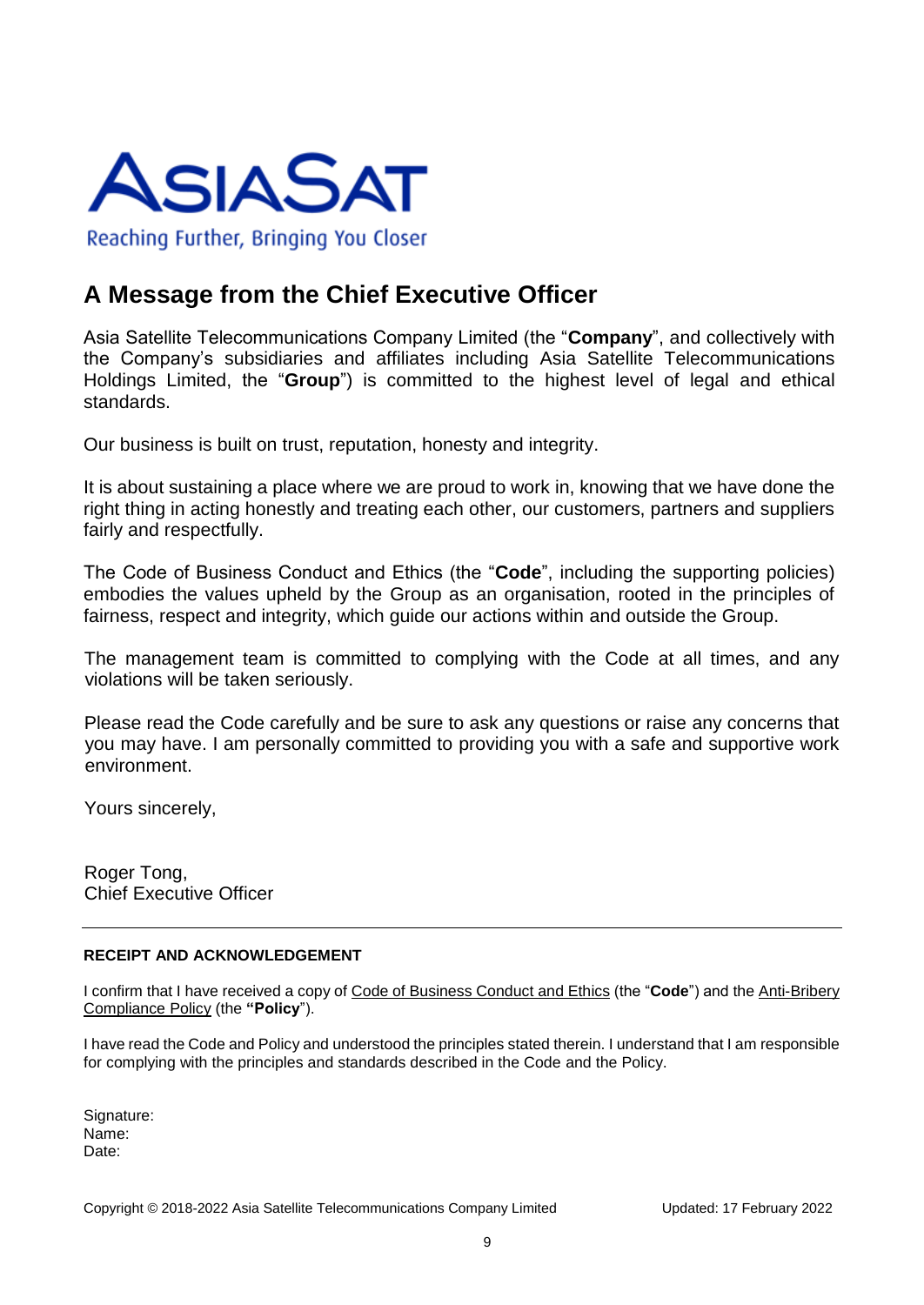ASIASAT

Reaching Further, Bringing You Closer

## A Message from the Chief Executive Officer

Asia Satellite Telecommunications Company Limited (the "**Company**", and collectively with the Company's subsidiaries and affiliates including Asia Satellite Telecommunications Holdings Limited, the "**Group**") is committed to the highest level of legal and ethical standards.

Our business is built on trust, reputation, honesty and integrity.

It is about sustaining a place where we are proud to work in, knowing that we have done the right thing in acting honestly and treating each other, our customers, partners and suppliers fairly and respectfully.

The Code of Business Conduct and Ethics (the "**Code**", including the supporting policies) embodies the values upheld by the Group as an organisation, rooted in the principles of fairness, respect and integrity, which guide our actions within and outside the Group.

The management team is committed to complying with the Code at all times, and any violations will be taken seriously.

Please read the Code carefully and be sure to ask any questions or raise any concerns that you may have. I am personally committed to providing you with a safe and supportive work environment.

Yours sincerely,

Roger Tong,
Chief Executive Officer

---

**RECEIPT AND ACKNOWLEDGEMENT**

I confirm that I have received a copy of Code of Business Conduct and Ethics (the "**Code**") and the Anti-Bribery Compliance Policy (the **"Policy**").

I have read the Code and Policy and understood the principles stated therein. I understand that I am responsible for complying with the principles and standards described in the Code and the Policy.

Signature:
Name:
Date:

Copyright © 2018-2022 Asia Satellite Telecommunications Company Limited Updated: 17 February 2022